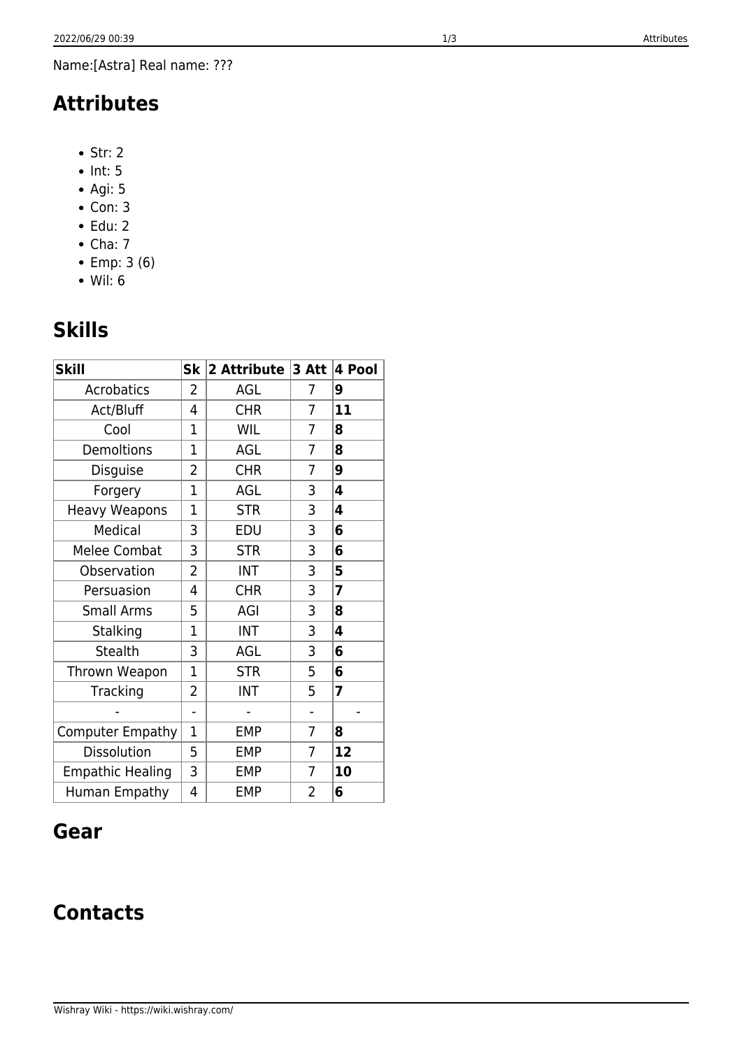Name:[Astra] Real name: ???

## Attributes

- Str: 2
- Int: 5
- Agi: 5
- Con: 3
- Edu: 2
- Cha: 7
- Emp: 3 (6)
- Wil: 6

## Skills

| Skill | Sk | 2 Attribute | 3 Att | 4 Pool |
|---|---|---|---|---|
| Acrobatics | 2 | AGL | 7 | **9** |
| Act/Bluff | 4 | CHR | 7 | **11** |
| Cool | 1 | WIL | 7 | **8** |
| Demoltions | 1 | AGL | 7 | **8** |
| Disguise | 2 | CHR | 7 | **9** |
| Forgery | 1 | AGL | 3 | **4** |
| Heavy Weapons | 1 | STR | 3 | **4** |
| Medical | 3 | EDU | 3 | **6** |
| Melee Combat | 3 | STR | 3 | **6** |
| Observation | 2 | INT | 3 | **5** |
| Persuasion | 4 | CHR | 3 | **7** |
| Small Arms | 5 | AGI | 3 | **8** |
| Stalking | 1 | INT | 3 | **4** |
| Stealth | 3 | AGL | 3 | **6** |
| Thrown Weapon | 1 | STR | 5 | **6** |
| Tracking | 2 | INT | 5 | **7** |
| - | - | - | - | - |
| Computer Empathy | 1 | EMP | 7 | **8** |
| Dissolution | 5 | EMP | 7 | **12** |
| Empathic Healing | 3 | EMP | 7 | **10** |
| Human Empathy | 4 | EMP | 2 | **6** |

## Gear

## Contacts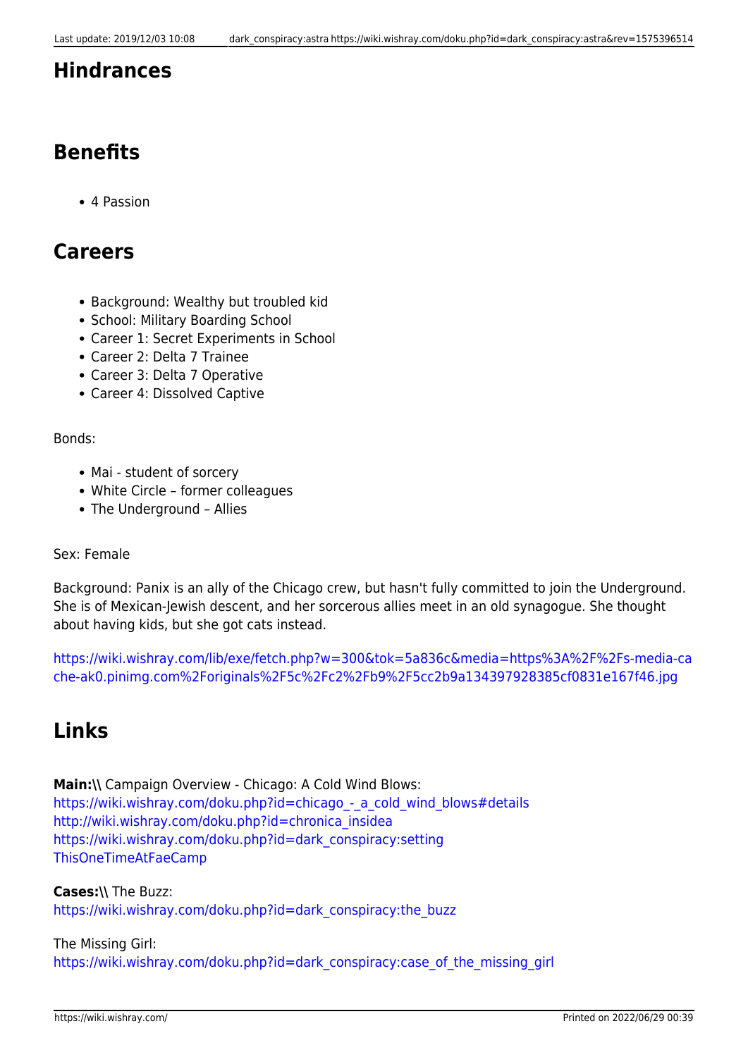## Hindrances

## Benefits

- 4 Passion

## Careers

- Background: Wealthy but troubled kid
- School: Military Boarding School
- Career 1: Secret Experiments in School
- Career 2: Delta 7 Trainee
- Career 3: Delta 7 Operative
- Career 4: Dissolved Captive

Bonds:

- Mai - student of sorcery
- White Circle – former colleagues
- The Underground – Allies

Sex: Female

Background: Panix is an ally of the Chicago crew, but hasn't fully committed to join the Underground. She is of Mexican-Jewish descent, and her sorcerous allies meet in an old synagogue. She thought about having kids, but she got cats instead.

https://wiki.wishray.com/lib/exe/fetch.php?w=300&tok=5a836c&media=https%3A%2F%2Fs-media-cache-ak0.pinimg.com%2Foriginals%2F5c%2Fc2%2Fb9%2F5cc2b9a134397928385cf0831e167f46.jpg

## Links

**Main:\\** Campaign Overview - Chicago: A Cold Wind Blows:
https://wiki.wishray.com/doku.php?id=chicago_-_a_cold_wind_blows#details
http://wiki.wishray.com/doku.php?id=chronica_insidea
https://wiki.wishray.com/doku.php?id=dark_conspiracy:setting
ThisOneTimeAtFaeCamp

**Cases:\\** The Buzz:
https://wiki.wishray.com/doku.php?id=dark_conspiracy:the_buzz

The Missing Girl:
https://wiki.wishray.com/doku.php?id=dark_conspiracy:case_of_the_missing_girl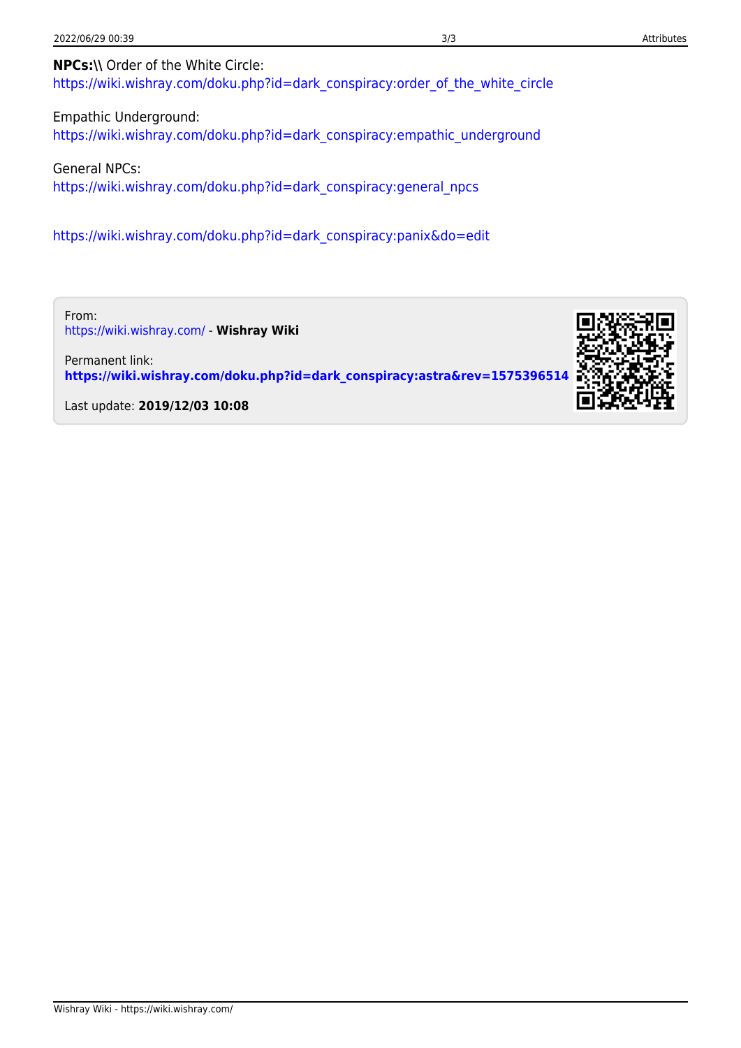**NPCs:**\\ Order of the White Circle:
https://wiki.wishray.com/doku.php?id=dark_conspiracy:order_of_the_white_circle

Empathic Underground:
https://wiki.wishray.com/doku.php?id=dark_conspiracy:empathic_underground

General NPCs:
https://wiki.wishray.com/doku.php?id=dark_conspiracy:general_npcs

https://wiki.wishray.com/doku.php?id=dark_conspiracy:panix&do=edit

From:
https://wiki.wishray.com/ - **Wishray Wiki**

Permanent link:
**https://wiki.wishray.com/doku.php?id=dark_conspiracy:astra&rev=1575396514**

Last update: **2019/12/03 10:08**